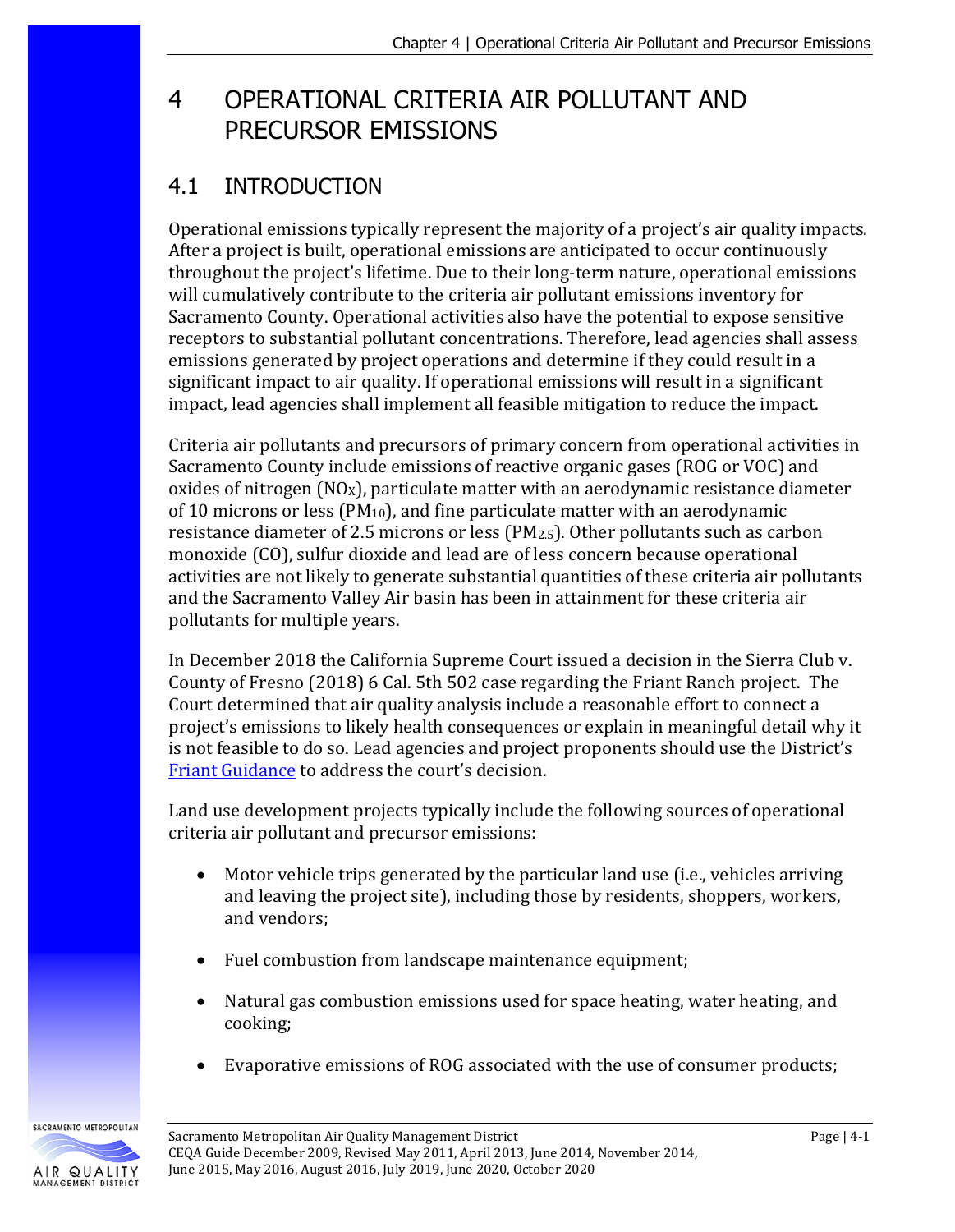# 4 OPERATIONAL CRITERIA AIR POLLUTANT AND PRECURSOR EMISSIONS

## 4.1 INTRODUCTION

Operational emissions typically represent the majority of a project's air quality impacts. After a project is built, operational emissions are anticipated to occur continuously throughout the project's lifetime. Due to their long-term nature, operational emissions will cumulatively contribute to the criteria air pollutant emissions inventory for Sacramento County. Operational activities also have the potential to expose sensitive receptors to substantial pollutant concentrations. Therefore, lead agencies shall assess emissions generated by project operations and determine if they could result in a significant impact to air quality. If operational emissions will result in a significant impact, lead agencies shall implement all feasible mitigation to reduce the impact.

Criteria air pollutants and precursors of primary concern from operational activities in Sacramento County include emissions of reactive organic gases (ROG or VOC) and oxides of nitrogen ($NO_X$), particulate matter with an aerodynamic resistance diameter of 10 microns or less ($PM_{10}$), and fine particulate matter with an aerodynamic resistance diameter of 2.5 microns or less ($PM_{2.5}$). Other pollutants such as carbon monoxide (CO), sulfur dioxide and lead are of less concern because operational activities are not likely to generate substantial quantities of these criteria air pollutants and the Sacramento Valley Air basin has been in attainment for these criteria air pollutants for multiple years.

In December 2018 the California Supreme Court issued a decision in the Sierra Club v. County of Fresno (2018) 6 Cal. 5th 502 case regarding the Friant Ranch project. The Court determined that air quality analysis include a reasonable effort to connect a project's emissions to likely health consequences or explain in meaningful detail why it is not feasible to do so. Lead agencies and project proponents should use the District's Friant Guidance to address the court's decision.

Land use development projects typically include the following sources of operational criteria air pollutant and precursor emissions:

- Motor vehicle trips generated by the particular land use (i.e., vehicles arriving and leaving the project site), including those by residents, shoppers, workers, and vendors;
- Fuel combustion from landscape maintenance equipment;
- Natural gas combustion emissions used for space heating, water heating, and cooking;
- Evaporative emissions of ROG associated with the use of consumer products;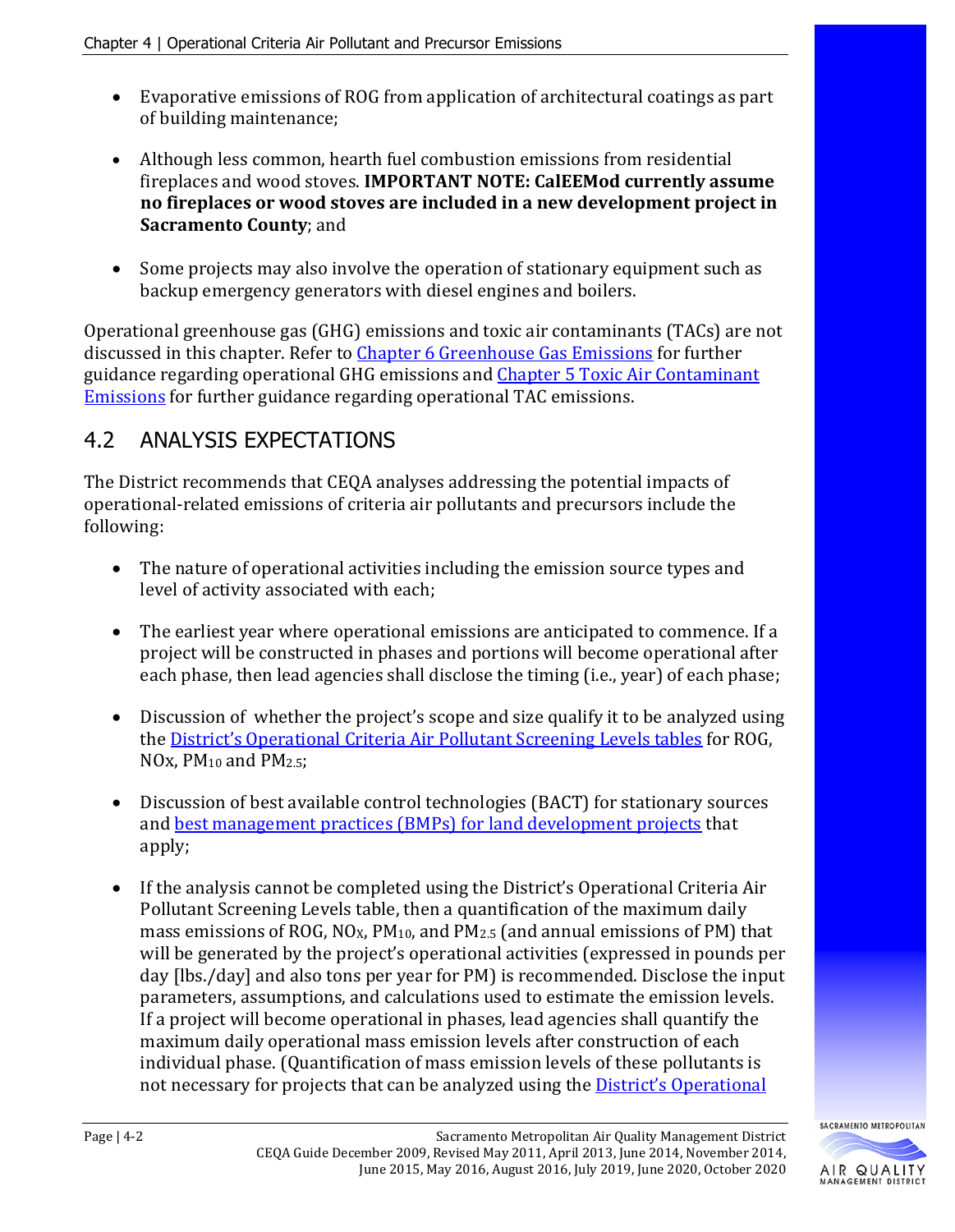- Evaporative emissions of ROG from application of architectural coatings as part of building maintenance;
- Although less common, hearth fuel combustion emissions from residential fireplaces and wood stoves. **IMPORTANT NOTE: CalEEMod currently assume no fireplaces or wood stoves are included in a new development project in Sacramento County**; and
- Some projects may also involve the operation of stationary equipment such as backup emergency generators with diesel engines and boilers.

Operational greenhouse gas (GHG) emissions and toxic air contaminants (TACs) are not discussed in this chapter. Refer to Chapter 6 Greenhouse Gas Emissions for further guidance regarding operational GHG emissions and Chapter 5 Toxic Air Contaminant Emissions for further guidance regarding operational TAC emissions.

## 4.2 ANALYSIS EXPECTATIONS

The District recommends that CEQA analyses addressing the potential impacts of operational-related emissions of criteria air pollutants and precursors include the following:

- The nature of operational activities including the emission source types and level of activity associated with each;
- The earliest year where operational emissions are anticipated to commence. If a project will be constructed in phases and portions will become operational after each phase, then lead agencies shall disclose the timing (i.e., year) of each phase;
- Discussion of whether the project's scope and size qualify it to be analyzed using the District's Operational Criteria Air Pollutant Screening Levels tables for ROG, NOx, $PM_{10}$ and $PM_{2.5}$;
- Discussion of best available control technologies (BACT) for stationary sources and best management practices (BMPs) for land development projects that apply;
- If the analysis cannot be completed using the District's Operational Criteria Air Pollutant Screening Levels table, then a quantification of the maximum daily mass emissions of ROG, $NO_X$, $PM_{10}$, and $PM_{2.5}$ (and annual emissions of PM) that will be generated by the project's operational activities (expressed in pounds per day [lbs./day] and also tons per year for PM) is recommended. Disclose the input parameters, assumptions, and calculations used to estimate the emission levels. If a project will become operational in phases, lead agencies shall quantify the maximum daily operational mass emission levels after construction of each individual phase. (Quantification of mass emission levels of these pollutants is not necessary for projects that can be analyzed using the District's Operational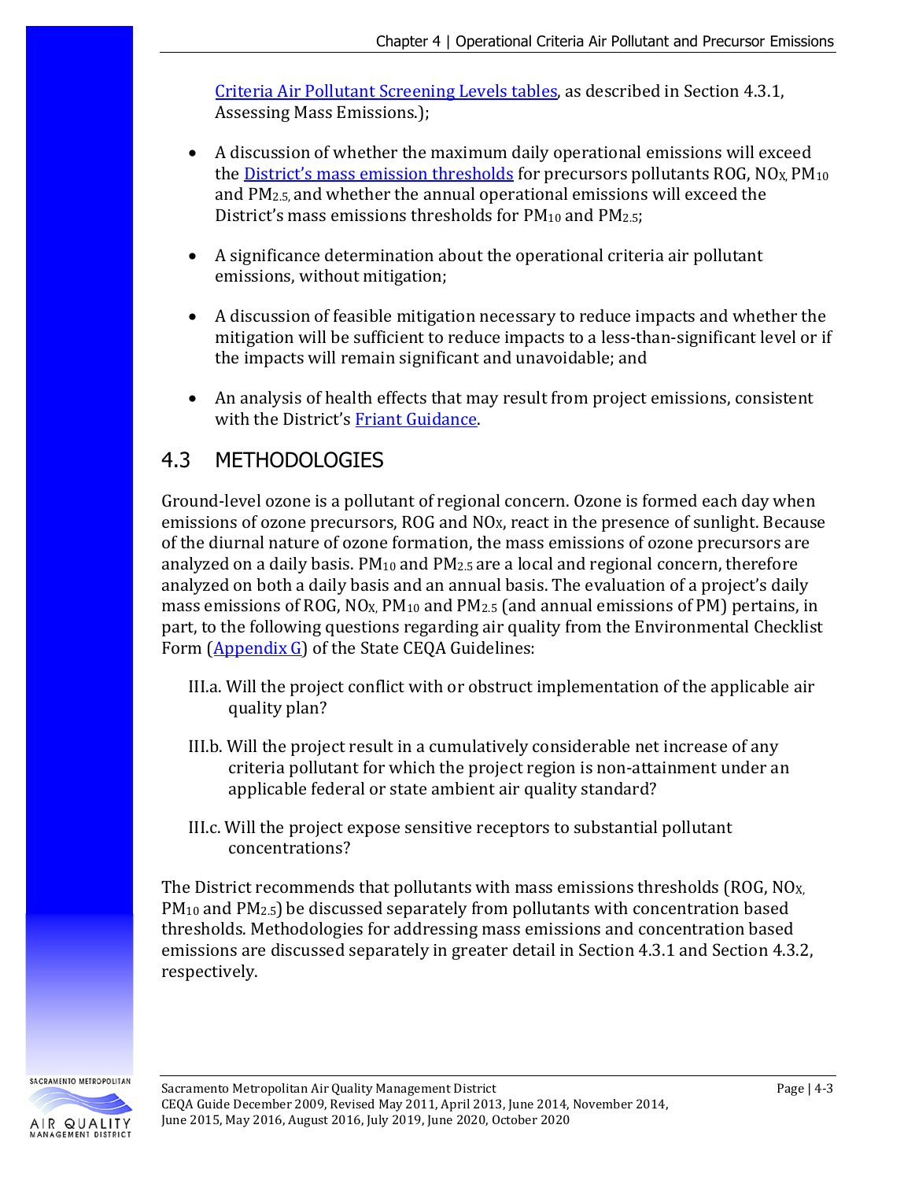Criteria Air Pollutant Screening Levels tables, as described in Section 4.3.1, Assessing Mass Emissions.);

- A discussion of whether the maximum daily operational emissions will exceed the District's mass emission thresholds for precursors pollutants ROG, $NO_X$, $PM_{10}$ and $PM_{2.5}$, and whether the annual operational emissions will exceed the District's mass emissions thresholds for $PM_{10}$ and $PM_{2.5}$;

- A significance determination about the operational criteria air pollutant emissions, without mitigation;

- A discussion of feasible mitigation necessary to reduce impacts and whether the mitigation will be sufficient to reduce impacts to a less-than-significant level or if the impacts will remain significant and unavoidable; and

- An analysis of health effects that may result from project emissions, consistent with the District's Friant Guidance.

## 4.3 METHODOLOGIES

Ground-level ozone is a pollutant of regional concern. Ozone is formed each day when emissions of ozone precursors, ROG and $NO_X$, react in the presence of sunlight. Because of the diurnal nature of ozone formation, the mass emissions of ozone precursors are analyzed on a daily basis. $PM_{10}$ and $PM_{2.5}$ are a local and regional concern, therefore analyzed on both a daily basis and an annual basis. The evaluation of a project's daily mass emissions of ROG, $NO_X$, $PM_{10}$ and $PM_{2.5}$ (and annual emissions of PM) pertains, in part, to the following questions regarding air quality from the Environmental Checklist Form (Appendix G) of the State CEQA Guidelines:

III.a. Will the project conflict with or obstruct implementation of the applicable air quality plan?

III.b. Will the project result in a cumulatively considerable net increase of any criteria pollutant for which the project region is non-attainment under an applicable federal or state ambient air quality standard?

III.c. Will the project expose sensitive receptors to substantial pollutant concentrations?

The District recommends that pollutants with mass emissions thresholds (ROG, $NO_X$, $PM_{10}$ and $PM_{2.5}$) be discussed separately from pollutants with concentration based thresholds. Methodologies for addressing mass emissions and concentration based emissions are discussed separately in greater detail in Section 4.3.1 and Section 4.3.2, respectively.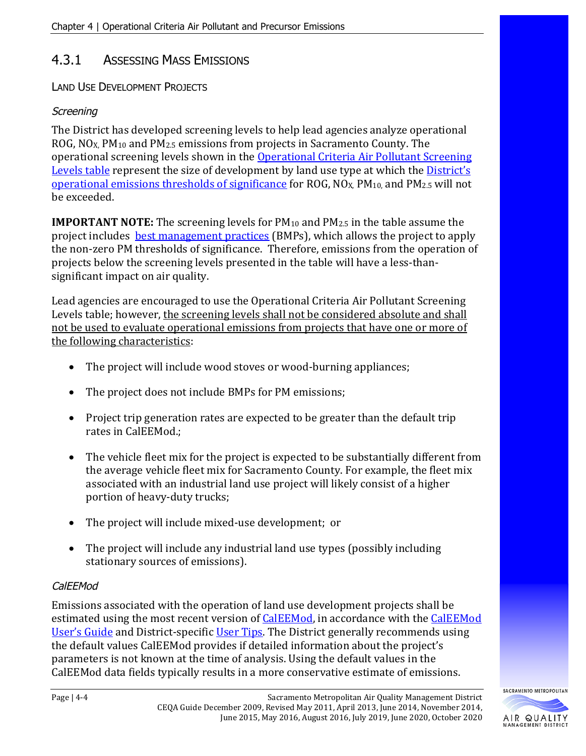## 4.3.1 Assessing Mass Emissions

### Land Use Development Projects

*Screening*

The District has developed screening levels to help lead agencies analyze operational ROG, $NO_X$, $PM_{10}$ and $PM_{2.5}$ emissions from projects in Sacramento County. The operational screening levels shown in the Operational Criteria Air Pollutant Screening Levels table represent the size of development by land use type at which the District's operational emissions thresholds of significance for ROG, $NO_X$, $PM_{10}$, and $PM_{2.5}$ will not be exceeded.

**IMPORTANT NOTE:** The screening levels for $PM_{10}$ and $PM_{2.5}$ in the table assume the project includes best management practices (BMPs), which allows the project to apply the non-zero PM thresholds of significance. Therefore, emissions from the operation of projects below the screening levels presented in the table will have a less-than-significant impact on air quality.

Lead agencies are encouraged to use the Operational Criteria Air Pollutant Screening Levels table; however, <u>the screening levels shall not be considered absolute and shall not be used to evaluate operational emissions from projects that have one or more of the following characteristics</u>:

- The project will include wood stoves or wood-burning appliances;
- The project does not include BMPs for PM emissions;
- Project trip generation rates are expected to be greater than the default trip rates in CalEEMod.;
- The vehicle fleet mix for the project is expected to be substantially different from the average vehicle fleet mix for Sacramento County. For example, the fleet mix associated with an industrial land use project will likely consist of a higher portion of heavy-duty trucks;
- The project will include mixed-use development; or
- The project will include any industrial land use types (possibly including stationary sources of emissions).

*CalEEMod*

Emissions associated with the operation of land use development projects shall be estimated using the most recent version of CalEEMod, in accordance with the CalEEMod User's Guide and District-specific User Tips. The District generally recommends using the default values CalEEMod provides if detailed information about the project's parameters is not known at the time of analysis. Using the default values in the CalEEMod data fields typically results in a more conservative estimate of emissions.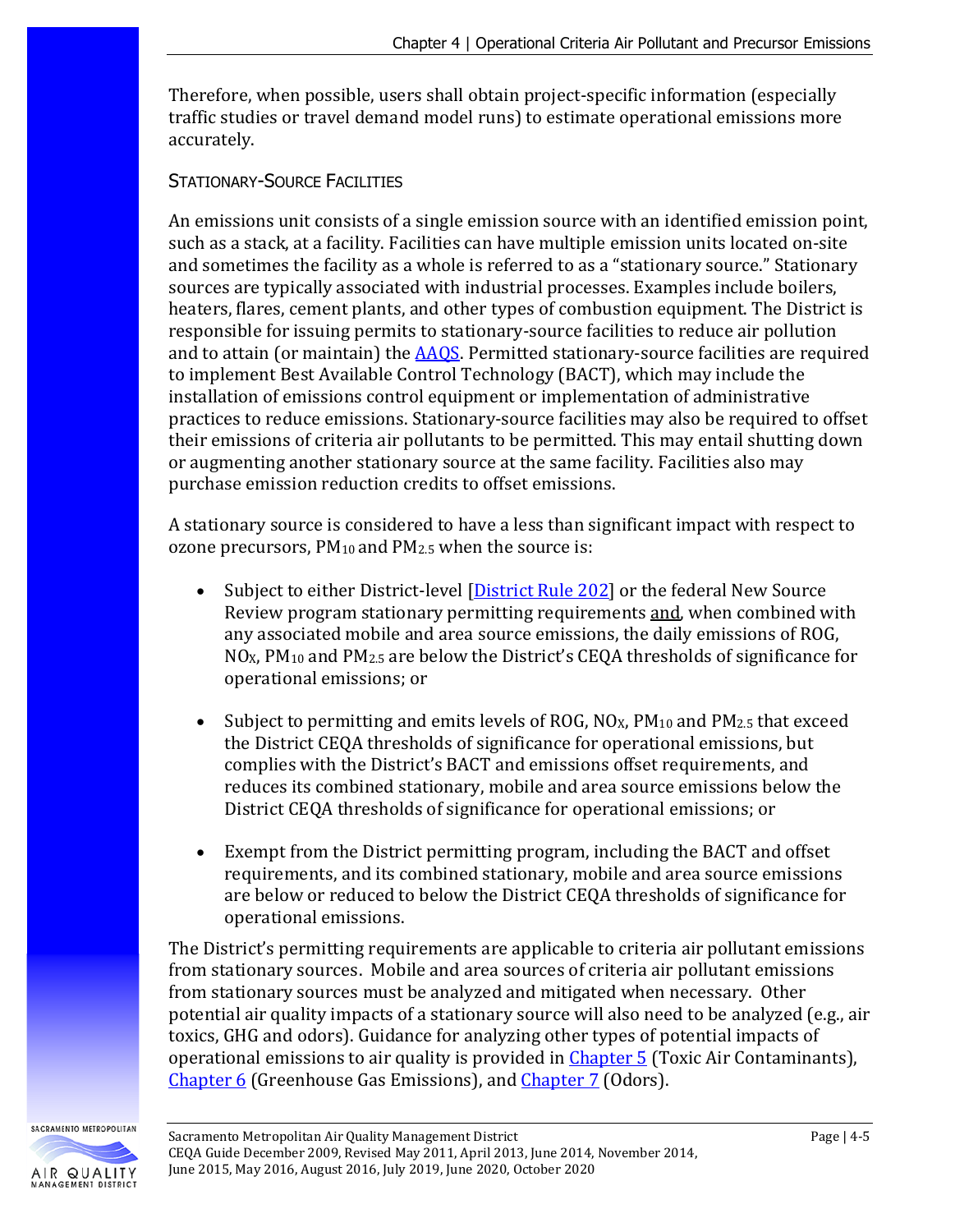Therefore, when possible, users shall obtain project-specific information (especially traffic studies or travel demand model runs) to estimate operational emissions more accurately.

### STATIONARY-SOURCE FACILITIES

An emissions unit consists of a single emission source with an identified emission point, such as a stack, at a facility. Facilities can have multiple emission units located on-site and sometimes the facility as a whole is referred to as a "stationary source." Stationary sources are typically associated with industrial processes. Examples include boilers, heaters, flares, cement plants, and other types of combustion equipment. The District is responsible for issuing permits to stationary-source facilities to reduce air pollution and to attain (or maintain) the AAQS. Permitted stationary-source facilities are required to implement Best Available Control Technology (BACT), which may include the installation of emissions control equipment or implementation of administrative practices to reduce emissions. Stationary-source facilities may also be required to offset their emissions of criteria air pollutants to be permitted. This may entail shutting down or augmenting another stationary source at the same facility. Facilities also may purchase emission reduction credits to offset emissions.

A stationary source is considered to have a less than significant impact with respect to ozone precursors, $PM_{10}$ and $PM_{2.5}$ when the source is:

- Subject to either District-level [District Rule 202] or the federal New Source Review program stationary permitting requirements and, when combined with any associated mobile and area source emissions, the daily emissions of ROG, $NO_X$, $PM_{10}$ and $PM_{2.5}$ are below the District's CEQA thresholds of significance for operational emissions; or

- Subject to permitting and emits levels of ROG, $NO_X$, $PM_{10}$ and $PM_{2.5}$ that exceed the District CEQA thresholds of significance for operational emissions, but complies with the District's BACT and emissions offset requirements, and reduces its combined stationary, mobile and area source emissions below the District CEQA thresholds of significance for operational emissions; or

- Exempt from the District permitting program, including the BACT and offset requirements, and its combined stationary, mobile and area source emissions are below or reduced to below the District CEQA thresholds of significance for operational emissions.

The District's permitting requirements are applicable to criteria air pollutant emissions from stationary sources. Mobile and area sources of criteria air pollutant emissions from stationary sources must be analyzed and mitigated when necessary. Other potential air quality impacts of a stationary source will also need to be analyzed (e.g., air toxics, GHG and odors). Guidance for analyzing other types of potential impacts of operational emissions to air quality is provided in Chapter 5 (Toxic Air Contaminants), Chapter 6 (Greenhouse Gas Emissions), and Chapter 7 (Odors).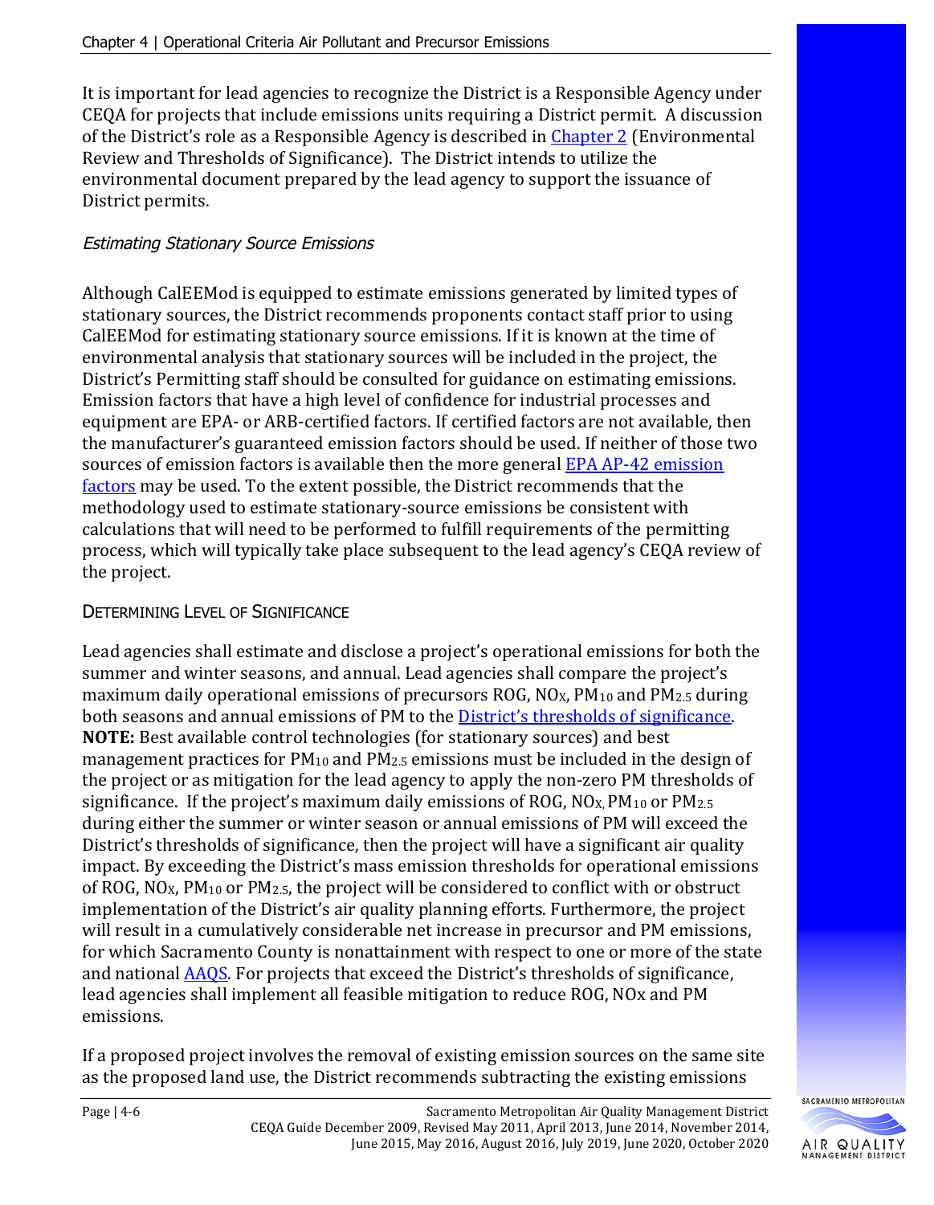It is important for lead agencies to recognize the District is a Responsible Agency under CEQA for projects that include emissions units requiring a District permit. A discussion of the District's role as a Responsible Agency is described in Chapter 2 (Environmental Review and Thresholds of Significance). The District intends to utilize the environmental document prepared by the lead agency to support the issuance of District permits.

#### *Estimating Stationary Source Emissions*

Although CalEEMod is equipped to estimate emissions generated by limited types of stationary sources, the District recommends proponents contact staff prior to using CalEEMod for estimating stationary source emissions. If it is known at the time of environmental analysis that stationary sources will be included in the project, the District's Permitting staff should be consulted for guidance on estimating emissions. Emission factors that have a high level of confidence for industrial processes and equipment are EPA- or ARB-certified factors. If certified factors are not available, then the manufacturer's guaranteed emission factors should be used. If neither of those two sources of emission factors is available then the more general EPA AP-42 emission factors may be used. To the extent possible, the District recommends that the methodology used to estimate stationary-source emissions be consistent with calculations that will need to be performed to fulfill requirements of the permitting process, which will typically take place subsequent to the lead agency's CEQA review of the project.

### DETERMINING LEVEL OF SIGNIFICANCE

Lead agencies shall estimate and disclose a project's operational emissions for both the summer and winter seasons, and annual. Lead agencies shall compare the project's maximum daily operational emissions of precursors ROG, $NO_X$, $PM_{10}$ and $PM_{2.5}$ during both seasons and annual emissions of PM to the District's thresholds of significance. **NOTE:** Best available control technologies (for stationary sources) and best management practices for $PM_{10}$ and $PM_{2.5}$ emissions must be included in the design of the project or as mitigation for the lead agency to apply the non-zero PM thresholds of significance. If the project's maximum daily emissions of ROG, $NO_X$, $PM_{10}$ or $PM_{2.5}$ during either the summer or winter season or annual emissions of PM will exceed the District's thresholds of significance, then the project will have a significant air quality impact. By exceeding the District's mass emission thresholds for operational emissions of ROG, $NO_X$, $PM_{10}$ or $PM_{2.5}$, the project will be considered to conflict with or obstruct implementation of the District's air quality planning efforts. Furthermore, the project will result in a cumulatively considerable net increase in precursor and PM emissions, for which Sacramento County is nonattainment with respect to one or more of the state and national AAQS. For projects that exceed the District's thresholds of significance, lead agencies shall implement all feasible mitigation to reduce ROG, NOx and PM emissions.

If a proposed project involves the removal of existing emission sources on the same site as the proposed land use, the District recommends subtracting the existing emissions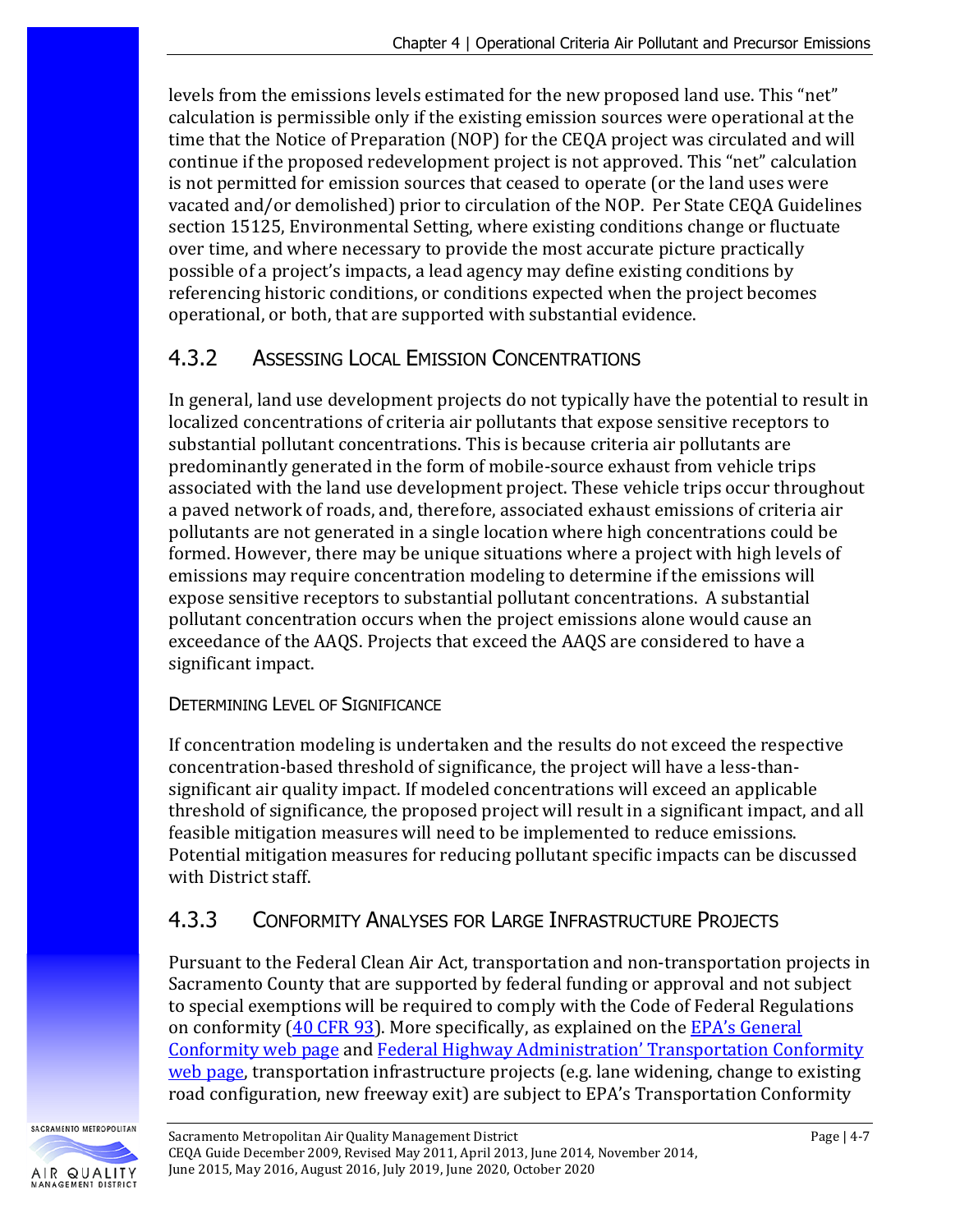levels from the emissions levels estimated for the new proposed land use. This "net" calculation is permissible only if the existing emission sources were operational at the time that the Notice of Preparation (NOP) for the CEQA project was circulated and will continue if the proposed redevelopment project is not approved. This "net" calculation is not permitted for emission sources that ceased to operate (or the land uses were vacated and/or demolished) prior to circulation of the NOP. Per State CEQA Guidelines section 15125, Environmental Setting, where existing conditions change or fluctuate over time, and where necessary to provide the most accurate picture practically possible of a project's impacts, a lead agency may define existing conditions by referencing historic conditions, or conditions expected when the project becomes operational, or both, that are supported with substantial evidence.

## 4.3.2 Assessing Local Emission Concentrations

In general, land use development projects do not typically have the potential to result in localized concentrations of criteria air pollutants that expose sensitive receptors to substantial pollutant concentrations. This is because criteria air pollutants are predominantly generated in the form of mobile-source exhaust from vehicle trips associated with the land use development project. These vehicle trips occur throughout a paved network of roads, and, therefore, associated exhaust emissions of criteria air pollutants are not generated in a single location where high concentrations could be formed. However, there may be unique situations where a project with high levels of emissions may require concentration modeling to determine if the emissions will expose sensitive receptors to substantial pollutant concentrations. A substantial pollutant concentration occurs when the project emissions alone would cause an exceedance of the AAQS. Projects that exceed the AAQS are considered to have a significant impact.

### Determining Level of Significance

If concentration modeling is undertaken and the results do not exceed the respective concentration-based threshold of significance, the project will have a less-than-significant air quality impact. If modeled concentrations will exceed an applicable threshold of significance, the proposed project will result in a significant impact, and all feasible mitigation measures will need to be implemented to reduce emissions. Potential mitigation measures for reducing pollutant specific impacts can be discussed with District staff.

## 4.3.3 Conformity Analyses for Large Infrastructure Projects

Pursuant to the Federal Clean Air Act, transportation and non-transportation projects in Sacramento County that are supported by federal funding or approval and not subject to special exemptions will be required to comply with the Code of Federal Regulations on conformity (40 CFR 93). More specifically, as explained on the EPA's General Conformity web page and Federal Highway Administration' Transportation Conformity web page, transportation infrastructure projects (e.g. lane widening, change to existing road configuration, new freeway exit) are subject to EPA's Transportation Conformity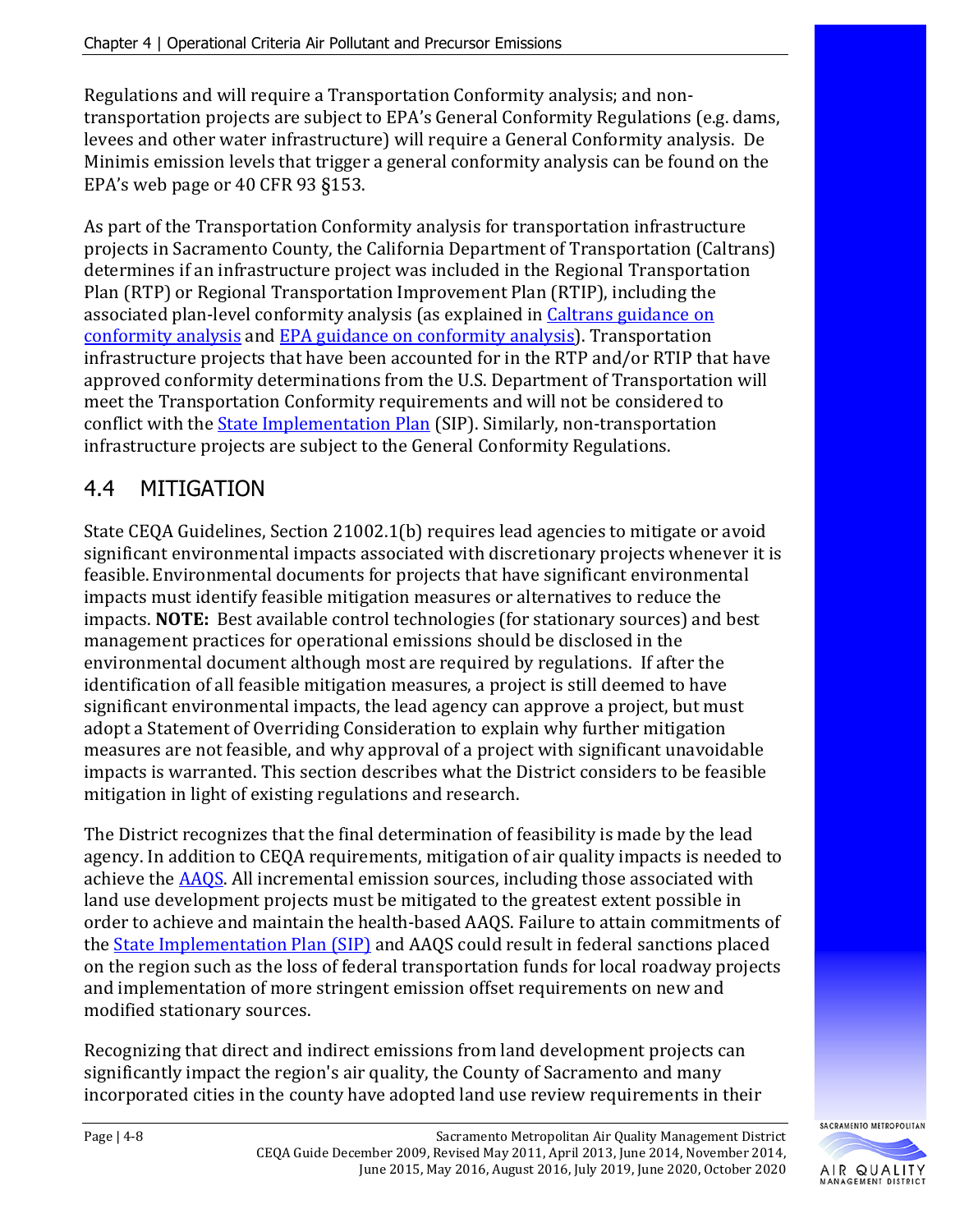Regulations and will require a Transportation Conformity analysis; and non-transportation projects are subject to EPA's General Conformity Regulations (e.g. dams, levees and other water infrastructure) will require a General Conformity analysis. De Minimis emission levels that trigger a general conformity analysis can be found on the EPA's web page or 40 CFR 93 §153.

As part of the Transportation Conformity analysis for transportation infrastructure projects in Sacramento County, the California Department of Transportation (Caltrans) determines if an infrastructure project was included in the Regional Transportation Plan (RTP) or Regional Transportation Improvement Plan (RTIP), including the associated plan-level conformity analysis (as explained in Caltrans guidance on conformity analysis and EPA guidance on conformity analysis). Transportation infrastructure projects that have been accounted for in the RTP and/or RTIP that have approved conformity determinations from the U.S. Department of Transportation will meet the Transportation Conformity requirements and will not be considered to conflict with the State Implementation Plan (SIP). Similarly, non-transportation infrastructure projects are subject to the General Conformity Regulations.

## 4.4 MITIGATION

State CEQA Guidelines, Section 21002.1(b) requires lead agencies to mitigate or avoid significant environmental impacts associated with discretionary projects whenever it is feasible. Environmental documents for projects that have significant environmental impacts must identify feasible mitigation measures or alternatives to reduce the impacts. **NOTE:** Best available control technologies (for stationary sources) and best management practices for operational emissions should be disclosed in the environmental document although most are required by regulations. If after the identification of all feasible mitigation measures, a project is still deemed to have significant environmental impacts, the lead agency can approve a project, but must adopt a Statement of Overriding Consideration to explain why further mitigation measures are not feasible, and why approval of a project with significant unavoidable impacts is warranted. This section describes what the District considers to be feasible mitigation in light of existing regulations and research.

The District recognizes that the final determination of feasibility is made by the lead agency. In addition to CEQA requirements, mitigation of air quality impacts is needed to achieve the AAQS. All incremental emission sources, including those associated with land use development projects must be mitigated to the greatest extent possible in order to achieve and maintain the health-based AAQS. Failure to attain commitments of the State Implementation Plan (SIP) and AAQS could result in federal sanctions placed on the region such as the loss of federal transportation funds for local roadway projects and implementation of more stringent emission offset requirements on new and modified stationary sources.

Recognizing that direct and indirect emissions from land development projects can significantly impact the region's air quality, the County of Sacramento and many incorporated cities in the county have adopted land use review requirements in their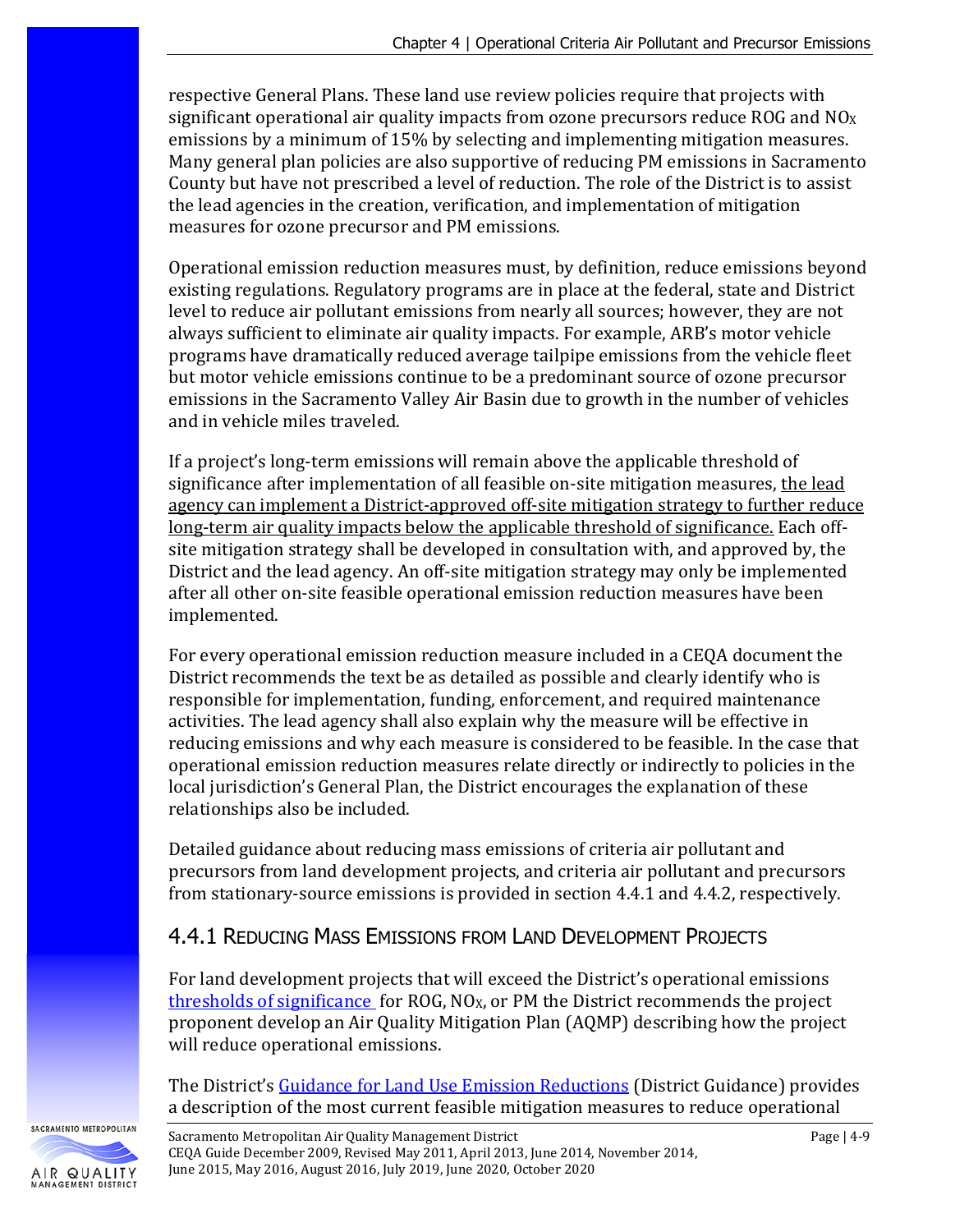respective General Plans. These land use review policies require that projects with significant operational air quality impacts from ozone precursors reduce ROG and $NO_X$ emissions by a minimum of 15% by selecting and implementing mitigation measures. Many general plan policies are also supportive of reducing PM emissions in Sacramento County but have not prescribed a level of reduction. The role of the District is to assist the lead agencies in the creation, verification, and implementation of mitigation measures for ozone precursor and PM emissions.

Operational emission reduction measures must, by definition, reduce emissions beyond existing regulations. Regulatory programs are in place at the federal, state and District level to reduce air pollutant emissions from nearly all sources; however, they are not always sufficient to eliminate air quality impacts. For example, ARB's motor vehicle programs have dramatically reduced average tailpipe emissions from the vehicle fleet but motor vehicle emissions continue to be a predominant source of ozone precursor emissions in the Sacramento Valley Air Basin due to growth in the number of vehicles and in vehicle miles traveled.

If a project's long-term emissions will remain above the applicable threshold of significance after implementation of all feasible on-site mitigation measures, the lead agency can implement a District-approved off-site mitigation strategy to further reduce long-term air quality impacts below the applicable threshold of significance. Each off-site mitigation strategy shall be developed in consultation with, and approved by, the District and the lead agency. An off-site mitigation strategy may only be implemented after all other on-site feasible operational emission reduction measures have been implemented.

For every operational emission reduction measure included in a CEQA document the District recommends the text be as detailed as possible and clearly identify who is responsible for implementation, funding, enforcement, and required maintenance activities. The lead agency shall also explain why the measure will be effective in reducing emissions and why each measure is considered to be feasible. In the case that operational emission reduction measures relate directly or indirectly to policies in the local jurisdiction's General Plan, the District encourages the explanation of these relationships also be included.

Detailed guidance about reducing mass emissions of criteria air pollutant and precursors from land development projects, and criteria air pollutant and precursors from stationary-source emissions is provided in section 4.4.1 and 4.4.2, respectively.

## 4.4.1 Reducing Mass Emissions from Land Development Projects

For land development projects that will exceed the District's operational emissions thresholds of significance for ROG, $NO_X$, or PM the District recommends the project proponent develop an Air Quality Mitigation Plan (AQMP) describing how the project will reduce operational emissions.

The District's Guidance for Land Use Emission Reductions (District Guidance) provides a description of the most current feasible mitigation measures to reduce operational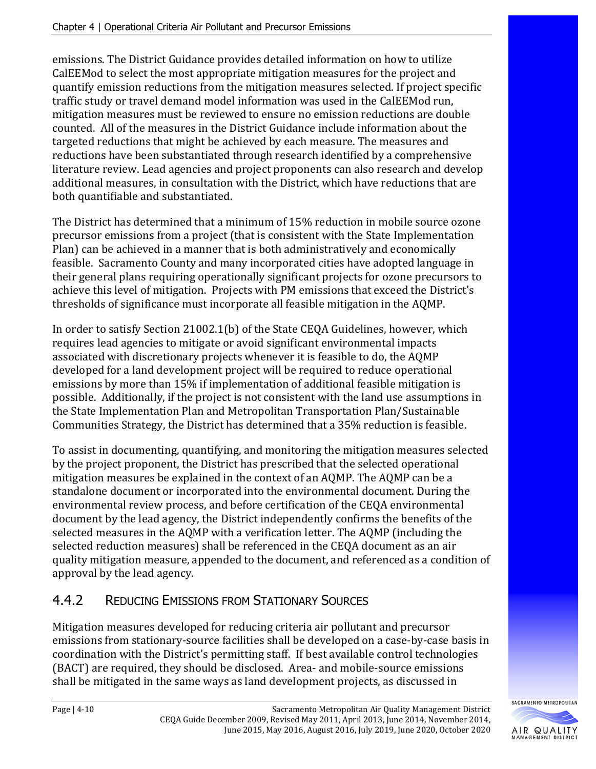emissions. The District Guidance provides detailed information on how to utilize CalEEMod to select the most appropriate mitigation measures for the project and quantify emission reductions from the mitigation measures selected. If project specific traffic study or travel demand model information was used in the CalEEMod run, mitigation measures must be reviewed to ensure no emission reductions are double counted. All of the measures in the District Guidance include information about the targeted reductions that might be achieved by each measure. The measures and reductions have been substantiated through research identified by a comprehensive literature review. Lead agencies and project proponents can also research and develop additional measures, in consultation with the District, which have reductions that are both quantifiable and substantiated.

The District has determined that a minimum of 15% reduction in mobile source ozone precursor emissions from a project (that is consistent with the State Implementation Plan) can be achieved in a manner that is both administratively and economically feasible. Sacramento County and many incorporated cities have adopted language in their general plans requiring operationally significant projects for ozone precursors to achieve this level of mitigation. Projects with PM emissions that exceed the District's thresholds of significance must incorporate all feasible mitigation in the AQMP.

In order to satisfy Section 21002.1(b) of the State CEQA Guidelines, however, which requires lead agencies to mitigate or avoid significant environmental impacts associated with discretionary projects whenever it is feasible to do, the AQMP developed for a land development project will be required to reduce operational emissions by more than 15% if implementation of additional feasible mitigation is possible. Additionally, if the project is not consistent with the land use assumptions in the State Implementation Plan and Metropolitan Transportation Plan/Sustainable Communities Strategy, the District has determined that a 35% reduction is feasible.

To assist in documenting, quantifying, and monitoring the mitigation measures selected by the project proponent, the District has prescribed that the selected operational mitigation measures be explained in the context of an AQMP. The AQMP can be a standalone document or incorporated into the environmental document. During the environmental review process, and before certification of the CEQA environmental document by the lead agency, the District independently confirms the benefits of the selected measures in the AQMP with a verification letter. The AQMP (including the selected reduction measures) shall be referenced in the CEQA document as an air quality mitigation measure, appended to the document, and referenced as a condition of approval by the lead agency.

### 4.4.2 Reducing Emissions from Stationary Sources

Mitigation measures developed for reducing criteria air pollutant and precursor emissions from stationary-source facilities shall be developed on a case-by-case basis in coordination with the District's permitting staff. If best available control technologies (BACT) are required, they should be disclosed. Area- and mobile-source emissions shall be mitigated in the same ways as land development projects, as discussed in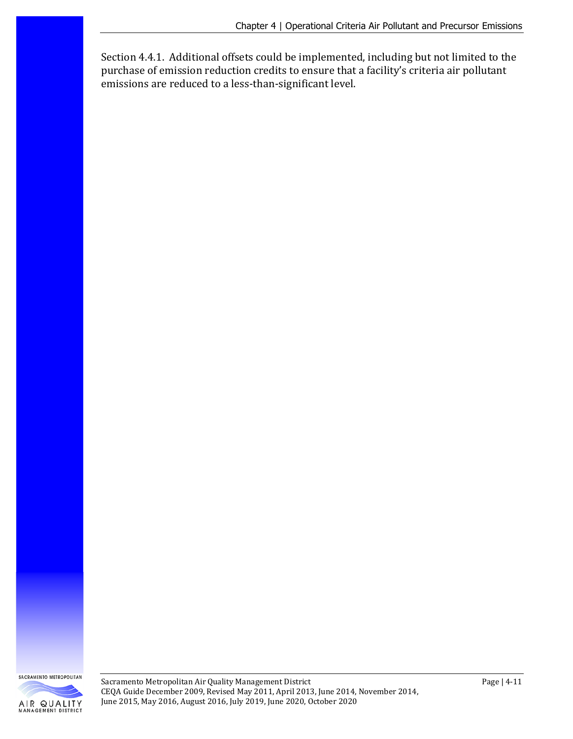Section 4.4.1. Additional offsets could be implemented, including but not limited to the purchase of emission reduction credits to ensure that a facility's criteria air pollutant emissions are reduced to a less-than-significant level.